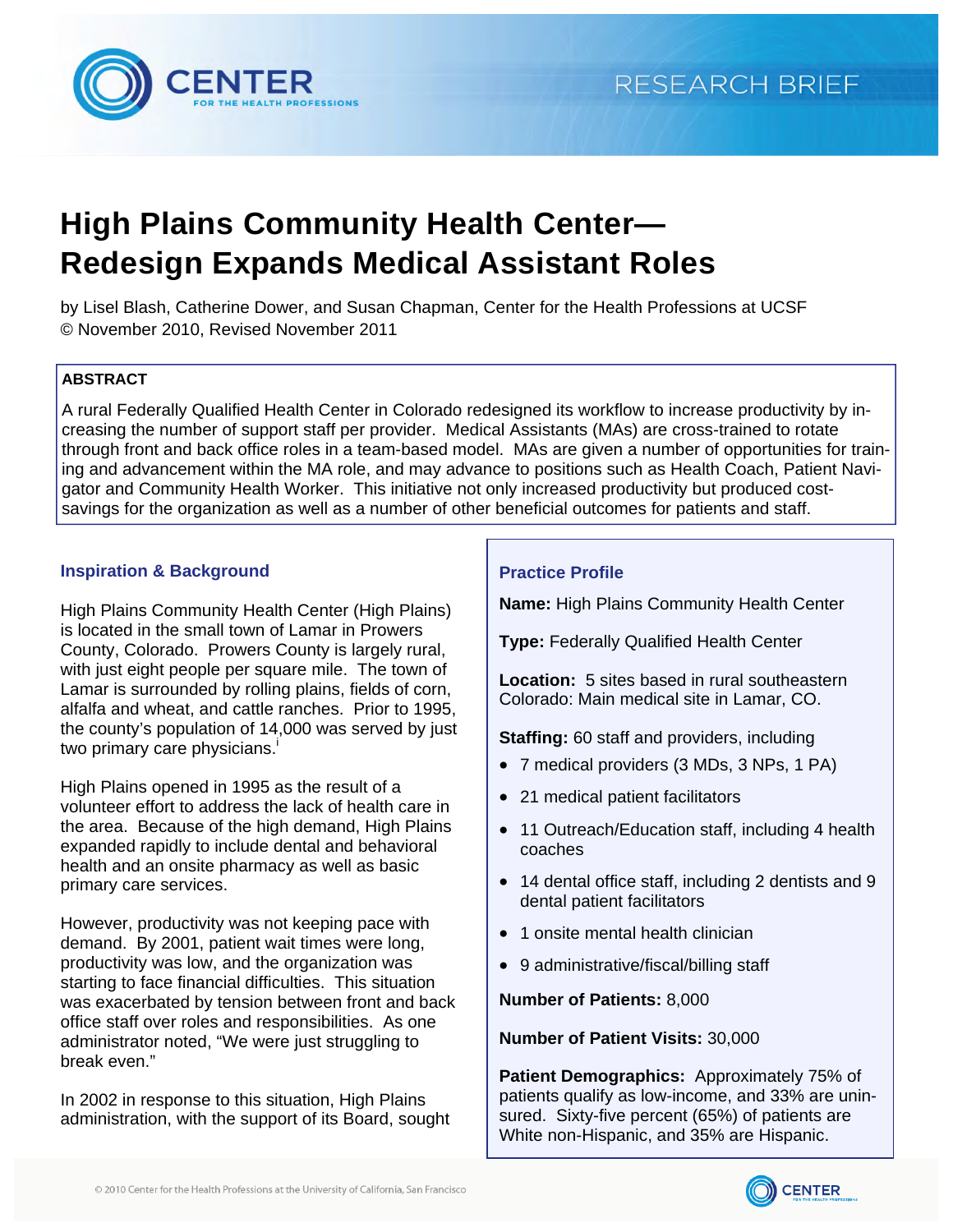RESEARCH BRIEF

# High Plains Community Health Center—Redesign Expands Medical Assistant Roles

by Lisel Blash, Catherine Dower, and Susan Chapman, Center for the Health Professions at UCSF
© November 2010, Revised November 2011

**ABSTRACT**

A rural Federally Qualified Health Center in Colorado redesigned its workflow to increase productivity by increasing the number of support staff per provider. Medical Assistants (MAs) are cross-trained to rotate through front and back office roles in a team-based model. MAs are given a number of opportunities for training and advancement within the MA role, and may advance to positions such as Health Coach, Patient Navigator and Community Health Worker. This initiative not only increased productivity but produced cost-savings for the organization as well as a number of other beneficial outcomes for patients and staff.

## Inspiration & Background

High Plains Community Health Center (High Plains) is located in the small town of Lamar in Prowers County, Colorado. Prowers County is largely rural, with just eight people per square mile. The town of Lamar is surrounded by rolling plains, fields of corn, alfalfa and wheat, and cattle ranches. Prior to 1995, the county's population of 14,000 was served by just two primary care physicians.[i]

High Plains opened in 1995 as the result of a volunteer effort to address the lack of health care in the area. Because of the high demand, High Plains expanded rapidly to include dental and behavioral health and an onsite pharmacy as well as basic primary care services.

However, productivity was not keeping pace with demand. By 2001, patient wait times were long, productivity was low, and the organization was starting to face financial difficulties. This situation was exacerbated by tension between front and back office staff over roles and responsibilities. As one administrator noted, "We were just struggling to break even."

In 2002 in response to this situation, High Plains administration, with the support of its Board, sought

### Practice Profile

**Name:** High Plains Community Health Center

**Type:** Federally Qualified Health Center

**Location:** 5 sites based in rural southeastern Colorado: Main medical site in Lamar, CO.

**Staffing:** 60 staff and providers, including

- 7 medical providers (3 MDs, 3 NPs, 1 PA)
- 21 medical patient facilitators
- 11 Outreach/Education staff, including 4 health coaches
- 14 dental office staff, including 2 dentists and 9 dental patient facilitators
- 1 onsite mental health clinician
- 9 administrative/fiscal/billing staff

**Number of Patients:** 8,000

**Number of Patient Visits:** 30,000

**Patient Demographics:** Approximately 75% of patients qualify as low-income, and 33% are uninsured. Sixty-five percent (65%) of patients are White non-Hispanic, and 35% are Hispanic.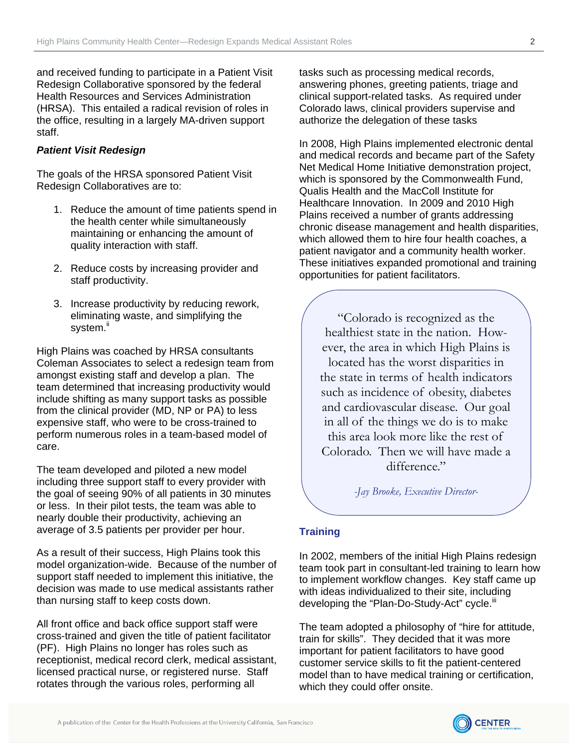and received funding to participate in a Patient Visit Redesign Collaborative sponsored by the federal Health Resources and Services Administration (HRSA). This entailed a radical revision of roles in the office, resulting in a largely MA-driven support staff.

***Patient Visit Redesign***

The goals of the HRSA sponsored Patient Visit Redesign Collaboratives are to:

1. Reduce the amount of time patients spend in the health center while simultaneously maintaining or enhancing the amount of quality interaction with staff.

2. Reduce costs by increasing provider and staff productivity.

3. Increase productivity by reducing rework, eliminating waste, and simplifying the system.[ii]

High Plains was coached by HRSA consultants Coleman Associates to select a redesign team from amongst existing staff and develop a plan. The team determined that increasing productivity would include shifting as many support tasks as possible from the clinical provider (MD, NP or PA) to less expensive staff, who were to be cross-trained to perform numerous roles in a team-based model of care.

The team developed and piloted a new model including three support staff to every provider with the goal of seeing 90% of all patients in 30 minutes or less. In their pilot tests, the team was able to nearly double their productivity, achieving an average of 3.5 patients per provider per hour.

As a result of their success, High Plains took this model organization-wide. Because of the number of support staff needed to implement this initiative, the decision was made to use medical assistants rather than nursing staff to keep costs down.

All front office and back office support staff were cross-trained and given the title of patient facilitator (PF). High Plains no longer has roles such as receptionist, medical record clerk, medical assistant, licensed practical nurse, or registered nurse. Staff rotates through the various roles, performing all tasks such as processing medical records, answering phones, greeting patients, triage and clinical support-related tasks. As required under Colorado laws, clinical providers supervise and authorize the delegation of these tasks

In 2008, High Plains implemented electronic dental and medical records and became part of the Safety Net Medical Home Initiative demonstration project, which is sponsored by the Commonwealth Fund, Qualis Health and the MacColl Institute for Healthcare Innovation. In 2009 and 2010 High Plains received a number of grants addressing chronic disease management and health disparities, which allowed them to hire four health coaches, a patient navigator and a community health worker. These initiatives expanded promotional and training opportunities for patient facilitators.

> "Colorado is recognized as the healthiest state in the nation. However, the area in which High Plains is located has the worst disparities in the state in terms of health indicators such as incidence of obesity, diabetes and cardiovascular disease. Our goal in all of the things we do is to make this area look more like the rest of Colorado. Then we will have made a difference."
>
> *-Jay Brooke, Executive Director-*

### Training

In 2002, members of the initial High Plains redesign team took part in consultant-led training to learn how to implement workflow changes. Key staff came up with ideas individualized to their site, including developing the "Plan-Do-Study-Act" cycle.[iii]

The team adopted a philosophy of "hire for attitude, train for skills". They decided that it was more important for patient facilitators to have good customer service skills to fit the patient-centered model than to have medical training or certification, which they could offer onsite.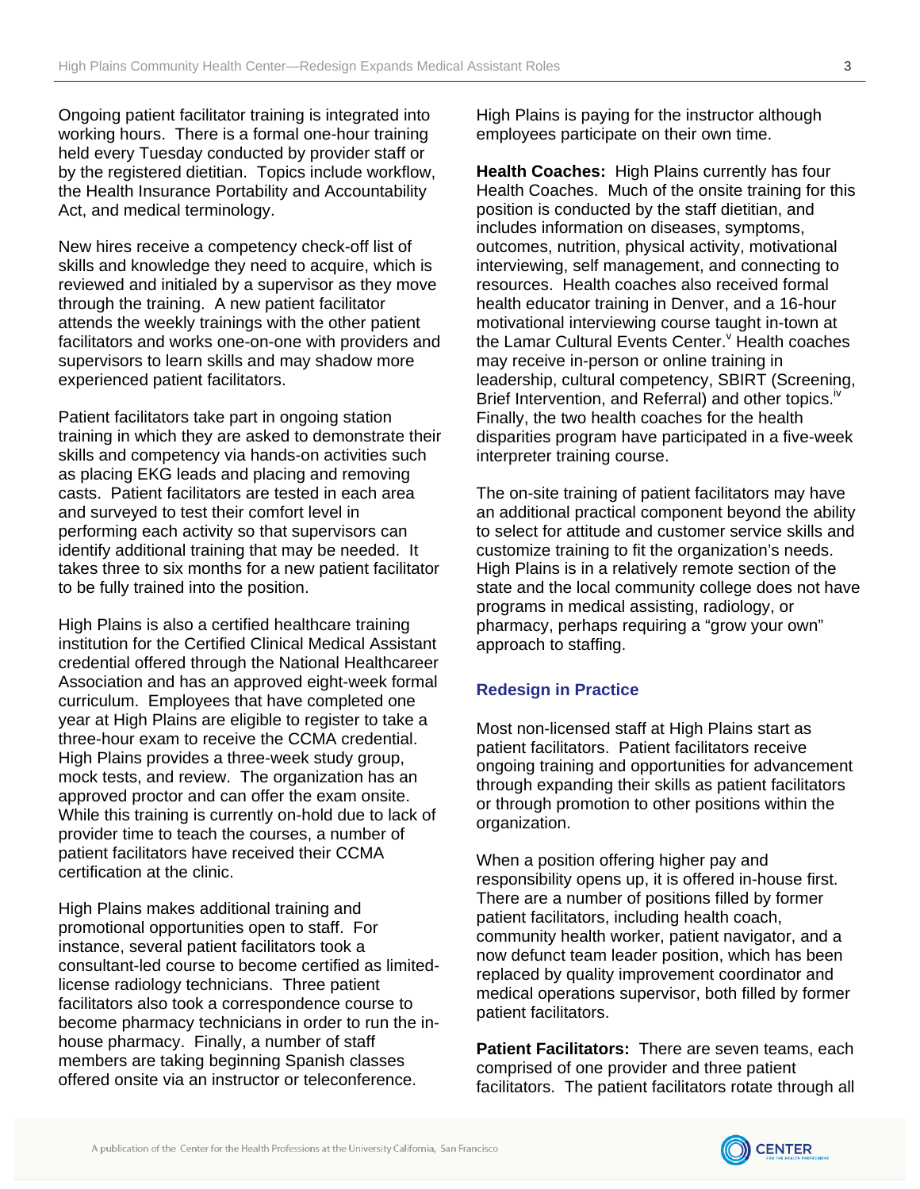Ongoing patient facilitator training is integrated into working hours. There is a formal one-hour training held every Tuesday conducted by provider staff or by the registered dietitian. Topics include workflow, the Health Insurance Portability and Accountability Act, and medical terminology.

New hires receive a competency check-off list of skills and knowledge they need to acquire, which is reviewed and initialed by a supervisor as they move through the training. A new patient facilitator attends the weekly trainings with the other patient facilitators and works one-on-one with providers and supervisors to learn skills and may shadow more experienced patient facilitators.

Patient facilitators take part in ongoing station training in which they are asked to demonstrate their skills and competency via hands-on activities such as placing EKG leads and placing and removing casts. Patient facilitators are tested in each area and surveyed to test their comfort level in performing each activity so that supervisors can identify additional training that may be needed. It takes three to six months for a new patient facilitator to be fully trained into the position.

High Plains is also a certified healthcare training institution for the Certified Clinical Medical Assistant credential offered through the National Healthcareer Association and has an approved eight-week formal curriculum. Employees that have completed one year at High Plains are eligible to register to take a three-hour exam to receive the CCMA credential. High Plains provides a three-week study group, mock tests, and review. The organization has an approved proctor and can offer the exam onsite. While this training is currently on-hold due to lack of provider time to teach the courses, a number of patient facilitators have received their CCMA certification at the clinic.

High Plains makes additional training and promotional opportunities open to staff. For instance, several patient facilitators took a consultant-led course to become certified as limited-license radiology technicians. Three patient facilitators also took a correspondence course to become pharmacy technicians in order to run the in-house pharmacy. Finally, a number of staff members are taking beginning Spanish classes offered onsite via an instructor or teleconference. High Plains is paying for the instructor although employees participate on their own time.

**Health Coaches:** High Plains currently has four Health Coaches. Much of the onsite training for this position is conducted by the staff dietitian, and includes information on diseases, symptoms, outcomes, nutrition, physical activity, motivational interviewing, self management, and connecting to resources. Health coaches also received formal health educator training in Denver, and a 16-hour motivational interviewing course taught in-town at the Lamar Cultural Events Center.[v] Health coaches may receive in-person or online training in leadership, cultural competency, SBIRT (Screening, Brief Intervention, and Referral) and other topics.[iv] Finally, the two health coaches for the health disparities program have participated in a five-week interpreter training course.

The on-site training of patient facilitators may have an additional practical component beyond the ability to select for attitude and customer service skills and customize training to fit the organization's needs. High Plains is in a relatively remote section of the state and the local community college does not have programs in medical assisting, radiology, or pharmacy, perhaps requiring a "grow your own" approach to staffing.

## Redesign in Practice

Most non-licensed staff at High Plains start as patient facilitators. Patient facilitators receive ongoing training and opportunities for advancement through expanding their skills as patient facilitators or through promotion to other positions within the organization.

When a position offering higher pay and responsibility opens up, it is offered in-house first. There are a number of positions filled by former patient facilitators, including health coach, community health worker, patient navigator, and a now defunct team leader position, which has been replaced by quality improvement coordinator and medical operations supervisor, both filled by former patient facilitators.

**Patient Facilitators:** There are seven teams, each comprised of one provider and three patient facilitators. The patient facilitators rotate through all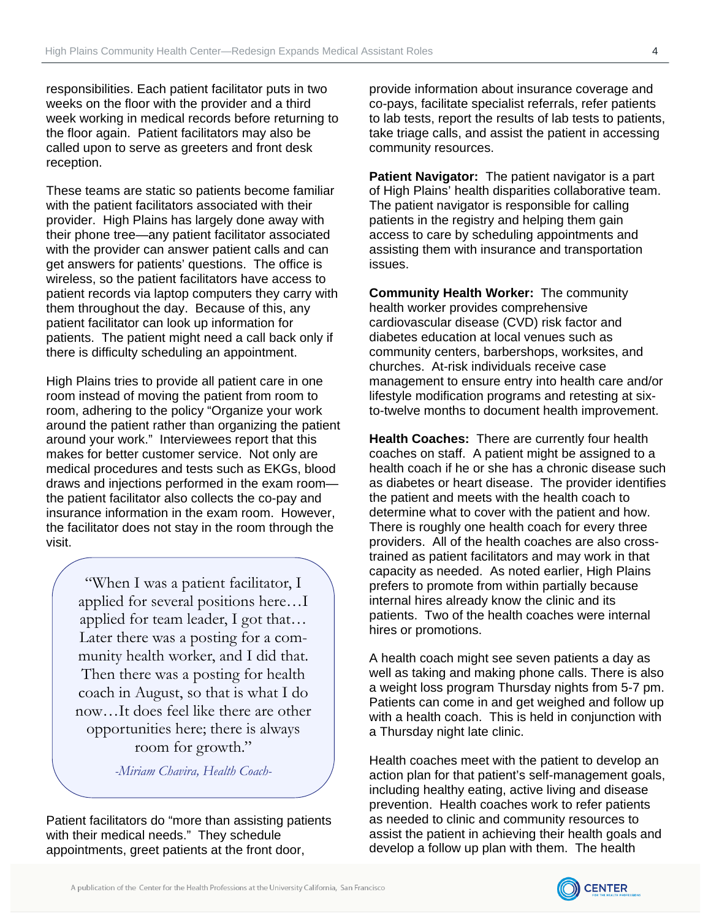responsibilities. Each patient facilitator puts in two weeks on the floor with the provider and a third week working in medical records before returning to the floor again. Patient facilitators may also be called upon to serve as greeters and front desk reception.

These teams are static so patients become familiar with the patient facilitators associated with their provider. High Plains has largely done away with their phone tree—any patient facilitator associated with the provider can answer patient calls and can get answers for patients' questions. The office is wireless, so the patient facilitators have access to patient records via laptop computers they carry with them throughout the day. Because of this, any patient facilitator can look up information for patients. The patient might need a call back only if there is difficulty scheduling an appointment.

High Plains tries to provide all patient care in one room instead of moving the patient from room to room, adhering to the policy "Organize your work around the patient rather than organizing the patient around your work." Interviewees report that this makes for better customer service. Not only are medical procedures and tests such as EKGs, blood draws and injections performed in the exam room—the patient facilitator also collects the co-pay and insurance information in the exam room. However, the facilitator does not stay in the room through the visit.

> "When I was a patient facilitator, I applied for several positions here…I applied for team leader, I got that… Later there was a posting for a community health worker, and I did that. Then there was a posting for health coach in August, so that is what I do now…It does feel like there are other opportunities here; there is always room for growth."
>
> *-Miriam Chavira, Health Coach-*

Patient facilitators do "more than assisting patients with their medical needs." They schedule appointments, greet patients at the front door, provide information about insurance coverage and co-pays, facilitate specialist referrals, refer patients to lab tests, report the results of lab tests to patients, take triage calls, and assist the patient in accessing community resources.

**Patient Navigator:** The patient navigator is a part of High Plains' health disparities collaborative team. The patient navigator is responsible for calling patients in the registry and helping them gain access to care by scheduling appointments and assisting them with insurance and transportation issues.

**Community Health Worker:** The community health worker provides comprehensive cardiovascular disease (CVD) risk factor and diabetes education at local venues such as community centers, barbershops, worksites, and churches. At-risk individuals receive case management to ensure entry into health care and/or lifestyle modification programs and retesting at six-to-twelve months to document health improvement.

**Health Coaches:** There are currently four health coaches on staff. A patient might be assigned to a health coach if he or she has a chronic disease such as diabetes or heart disease. The provider identifies the patient and meets with the health coach to determine what to cover with the patient and how. There is roughly one health coach for every three providers. All of the health coaches are also cross-trained as patient facilitators and may work in that capacity as needed. As noted earlier, High Plains prefers to promote from within partially because internal hires already know the clinic and its patients. Two of the health coaches were internal hires or promotions.

A health coach might see seven patients a day as well as taking and making phone calls. There is also a weight loss program Thursday nights from 5-7 pm. Patients can come in and get weighed and follow up with a health coach. This is held in conjunction with a Thursday night late clinic.

Health coaches meet with the patient to develop an action plan for that patient's self-management goals, including healthy eating, active living and disease prevention. Health coaches work to refer patients as needed to clinic and community resources to assist the patient in achieving their health goals and develop a follow up plan with them. The health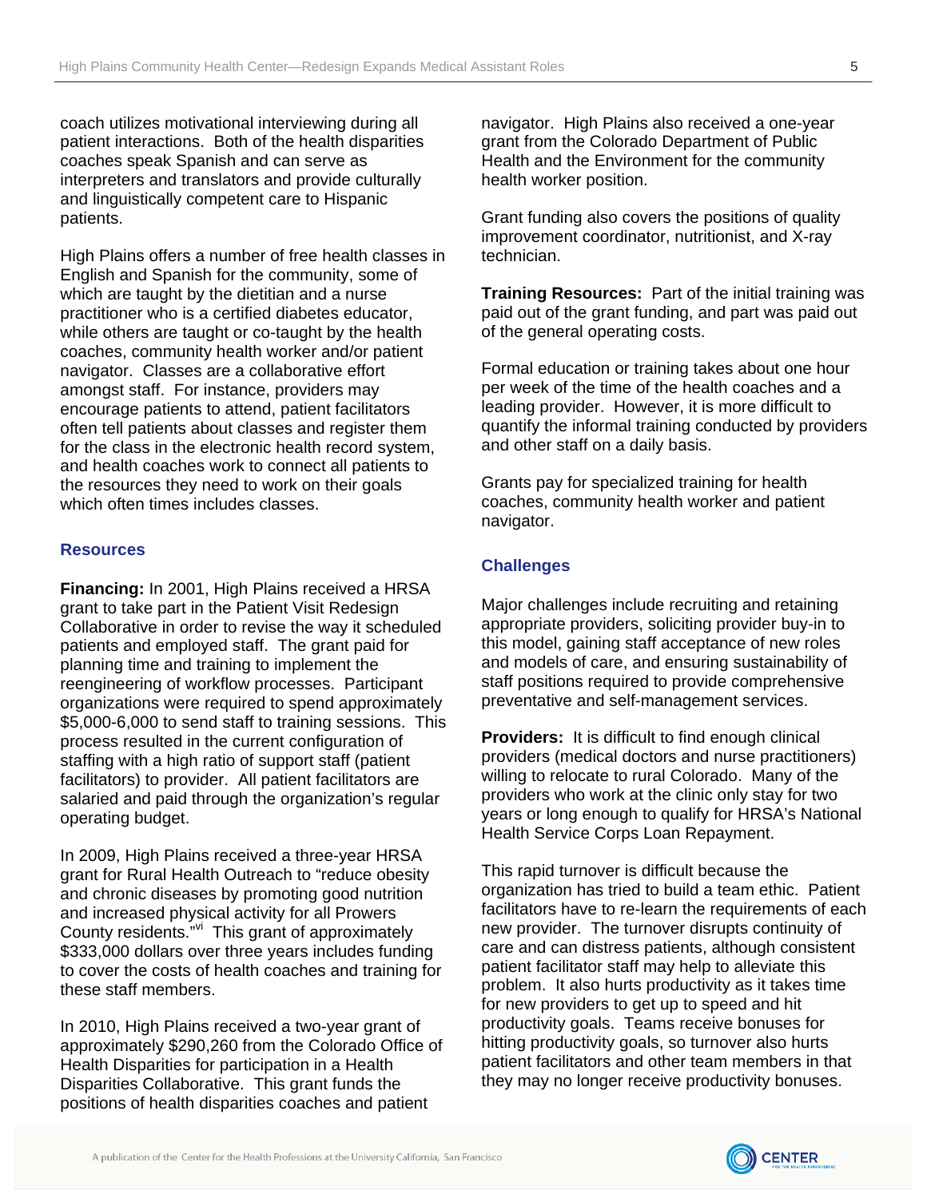coach utilizes motivational interviewing during all patient interactions. Both of the health disparities coaches speak Spanish and can serve as interpreters and translators and provide culturally and linguistically competent care to Hispanic patients.

High Plains offers a number of free health classes in English and Spanish for the community, some of which are taught by the dietitian and a nurse practitioner who is a certified diabetes educator, while others are taught or co-taught by the health coaches, community health worker and/or patient navigator. Classes are a collaborative effort amongst staff. For instance, providers may encourage patients to attend, patient facilitators often tell patients about classes and register them for the class in the electronic health record system, and health coaches work to connect all patients to the resources they need to work on their goals which often times includes classes.

## Resources

**Financing:** In 2001, High Plains received a HRSA grant to take part in the Patient Visit Redesign Collaborative in order to revise the way it scheduled patients and employed staff. The grant paid for planning time and training to implement the reengineering of workflow processes. Participant organizations were required to spend approximately $5,000-6,000 to send staff to training sessions. This process resulted in the current configuration of staffing with a high ratio of support staff (patient facilitators) to provider. All patient facilitators are salaried and paid through the organization's regular operating budget.

In 2009, High Plains received a three-year HRSA grant for Rural Health Outreach to "reduce obesity and chronic diseases by promoting good nutrition and increased physical activity for all Prowers County residents."[vi] This grant of approximately $333,000 dollars over three years includes funding to cover the costs of health coaches and training for these staff members.

In 2010, High Plains received a two-year grant of approximately $290,260 from the Colorado Office of Health Disparities for participation in a Health Disparities Collaborative. This grant funds the positions of health disparities coaches and patient navigator. High Plains also received a one-year grant from the Colorado Department of Public Health and the Environment for the community health worker position.

Grant funding also covers the positions of quality improvement coordinator, nutritionist, and X-ray technician.

**Training Resources:** Part of the initial training was paid out of the grant funding, and part was paid out of the general operating costs.

Formal education or training takes about one hour per week of the time of the health coaches and a leading provider. However, it is more difficult to quantify the informal training conducted by providers and other staff on a daily basis.

Grants pay for specialized training for health coaches, community health worker and patient navigator.

## Challenges

Major challenges include recruiting and retaining appropriate providers, soliciting provider buy-in to this model, gaining staff acceptance of new roles and models of care, and ensuring sustainability of staff positions required to provide comprehensive preventative and self-management services.

**Providers:** It is difficult to find enough clinical providers (medical doctors and nurse practitioners) willing to relocate to rural Colorado. Many of the providers who work at the clinic only stay for two years or long enough to qualify for HRSA's National Health Service Corps Loan Repayment.

This rapid turnover is difficult because the organization has tried to build a team ethic. Patient facilitators have to re-learn the requirements of each new provider. The turnover disrupts continuity of care and can distress patients, although consistent patient facilitator staff may help to alleviate this problem. It also hurts productivity as it takes time for new providers to get up to speed and hit productivity goals. Teams receive bonuses for hitting productivity goals, so turnover also hurts patient facilitators and other team members in that they may no longer receive productivity bonuses.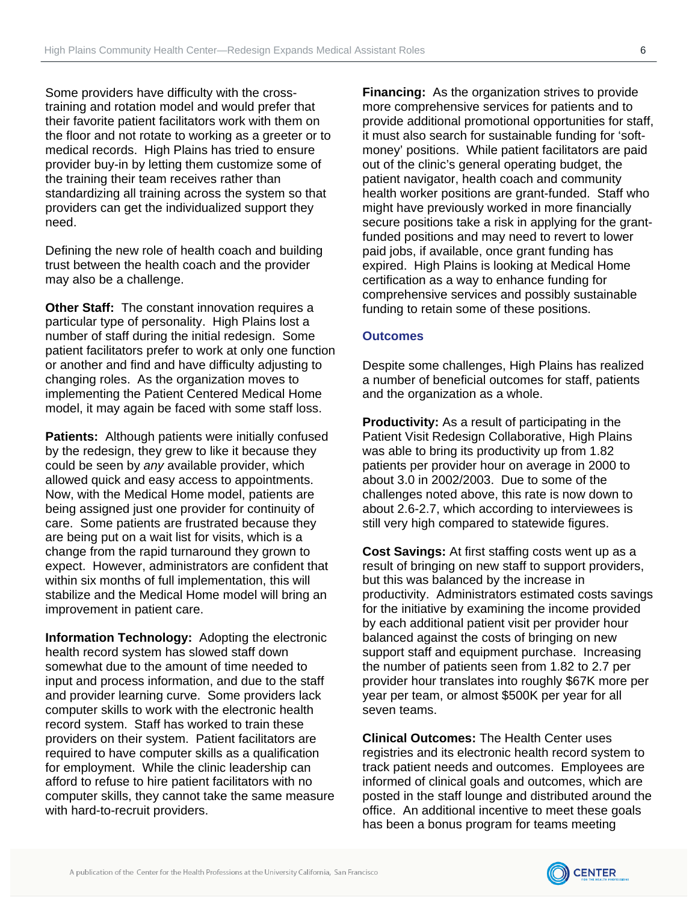Some providers have difficulty with the cross-training and rotation model and would prefer that their favorite patient facilitators work with them on the floor and not rotate to working as a greeter or to medical records. High Plains has tried to ensure provider buy-in by letting them customize some of the training their team receives rather than standardizing all training across the system so that providers can get the individualized support they need.

Defining the new role of health coach and building trust between the health coach and the provider may also be a challenge.

**Other Staff:** The constant innovation requires a particular type of personality. High Plains lost a number of staff during the initial redesign. Some patient facilitators prefer to work at only one function or another and find and have difficulty adjusting to changing roles. As the organization moves to implementing the Patient Centered Medical Home model, it may again be faced with some staff loss.

**Patients:** Although patients were initially confused by the redesign, they grew to like it because they could be seen by *any* available provider, which allowed quick and easy access to appointments. Now, with the Medical Home model, patients are being assigned just one provider for continuity of care. Some patients are frustrated because they are being put on a wait list for visits, which is a change from the rapid turnaround they grown to expect. However, administrators are confident that within six months of full implementation, this will stabilize and the Medical Home model will bring an improvement in patient care.

**Information Technology:** Adopting the electronic health record system has slowed staff down somewhat due to the amount of time needed to input and process information, and due to the staff and provider learning curve. Some providers lack computer skills to work with the electronic health record system. Staff has worked to train these providers on their system. Patient facilitators are required to have computer skills as a qualification for employment. While the clinic leadership can afford to refuse to hire patient facilitators with no computer skills, they cannot take the same measure with hard-to-recruit providers.

**Financing:** As the organization strives to provide more comprehensive services for patients and to provide additional promotional opportunities for staff, it must also search for sustainable funding for 'soft-money' positions. While patient facilitators are paid out of the clinic's general operating budget, the patient navigator, health coach and community health worker positions are grant-funded. Staff who might have previously worked in more financially secure positions take a risk in applying for the grant-funded positions and may need to revert to lower paid jobs, if available, once grant funding has expired. High Plains is looking at Medical Home certification as a way to enhance funding for comprehensive services and possibly sustainable funding to retain some of these positions.

## Outcomes

Despite some challenges, High Plains has realized a number of beneficial outcomes for staff, patients and the organization as a whole.

**Productivity:** As a result of participating in the Patient Visit Redesign Collaborative, High Plains was able to bring its productivity up from 1.82 patients per provider hour on average in 2000 to about 3.0 in 2002/2003. Due to some of the challenges noted above, this rate is now down to about 2.6-2.7, which according to interviewees is still very high compared to statewide figures.

**Cost Savings:** At first staffing costs went up as a result of bringing on new staff to support providers, but this was balanced by the increase in productivity. Administrators estimated costs savings for the initiative by examining the income provided by each additional patient visit per provider hour balanced against the costs of bringing on new support staff and equipment purchase. Increasing the number of patients seen from 1.82 to 2.7 per provider hour translates into roughly $67K more per year per team, or almost $500K per year for all seven teams.

**Clinical Outcomes:** The Health Center uses registries and its electronic health record system to track patient needs and outcomes. Employees are informed of clinical goals and outcomes, which are posted in the staff lounge and distributed around the office. An additional incentive to meet these goals has been a bonus program for teams meeting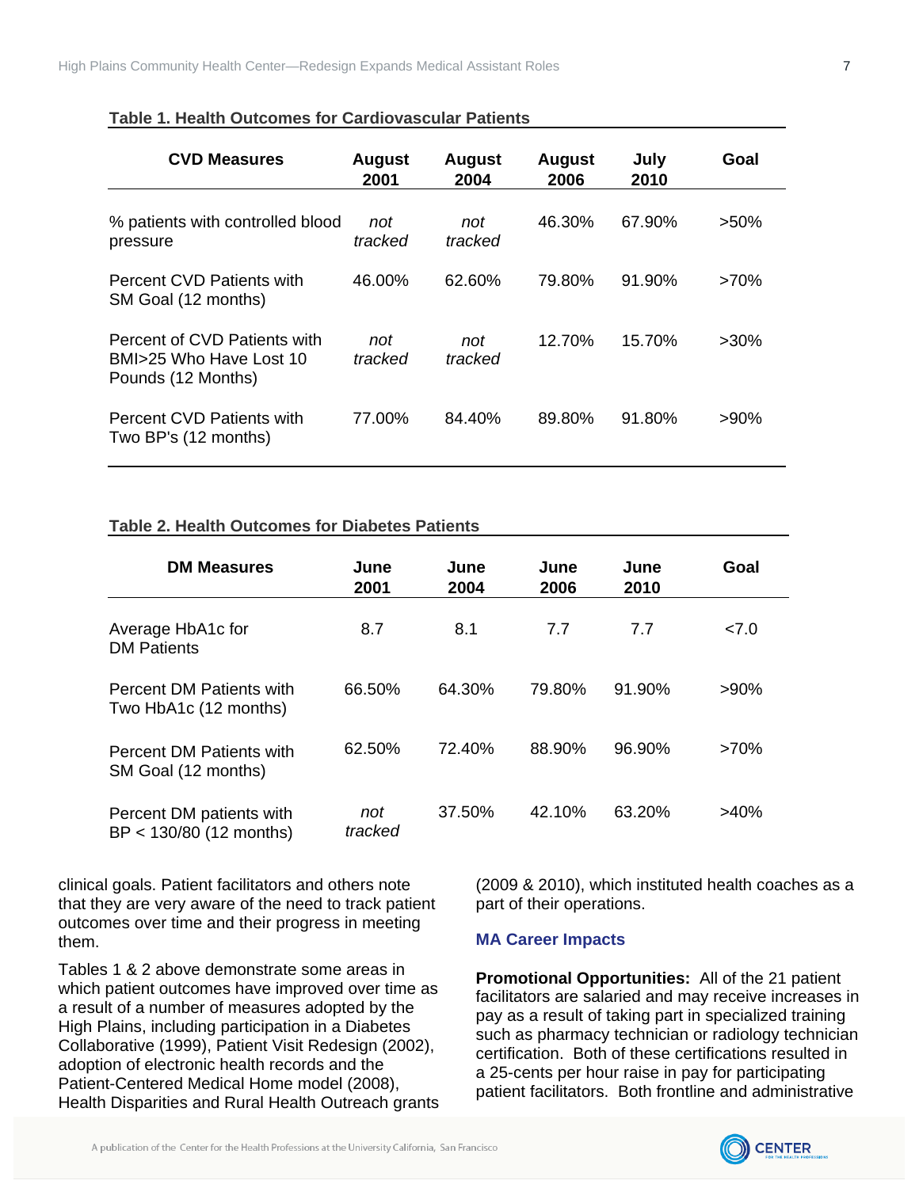**Table 1. Health Outcomes for Cardiovascular Patients**

| CVD Measures | August 2001 | August 2004 | August 2006 | July 2010 | Goal |
|---|---|---|---|---|---|
| % patients with controlled blood pressure | *not tracked* | *not tracked* | 46.30% | 67.90% | >50% |
| Percent CVD Patients with SM Goal (12 months) | 46.00% | 62.60% | 79.80% | 91.90% | >70% |
| Percent of CVD Patients with BMI>25 Who Have Lost 10 Pounds (12 Months) | *not tracked* | *not tracked* | 12.70% | 15.70% | >30% |
| Percent CVD Patients with Two BP's (12 months) | 77.00% | 84.40% | 89.80% | 91.80% | >90% |

**Table 2. Health Outcomes for Diabetes Patients**

| DM Measures | June 2001 | June 2004 | June 2006 | June 2010 | Goal |
|---|---|---|---|---|---|
| Average HbA1c for DM Patients | 8.7 | 8.1 | 7.7 | 7.7 | <7.0 |
| Percent DM Patients with Two HbA1c (12 months) | 66.50% | 64.30% | 79.80% | 91.90% | >90% |
| Percent DM Patients with SM Goal (12 months) | 62.50% | 72.40% | 88.90% | 96.90% | >70% |
| Percent DM patients with BP < 130/80 (12 months) | *not tracked* | 37.50% | 42.10% | 63.20% | >40% |

clinical goals. Patient facilitators and others note that they are very aware of the need to track patient outcomes over time and their progress in meeting them.

Tables 1 & 2 above demonstrate some areas in which patient outcomes have improved over time as a result of a number of measures adopted by the High Plains, including participation in a Diabetes Collaborative (1999), Patient Visit Redesign (2002), adoption of electronic health records and the Patient-Centered Medical Home model (2008), Health Disparities and Rural Health Outreach grants (2009 & 2010), which instituted health coaches as a part of their operations.

### MA Career Impacts

**Promotional Opportunities:** All of the 21 patient facilitators are salaried and may receive increases in pay as a result of taking part in specialized training such as pharmacy technician or radiology technician certification. Both of these certifications resulted in a 25-cents per hour raise in pay for participating patient facilitators. Both frontline and administrative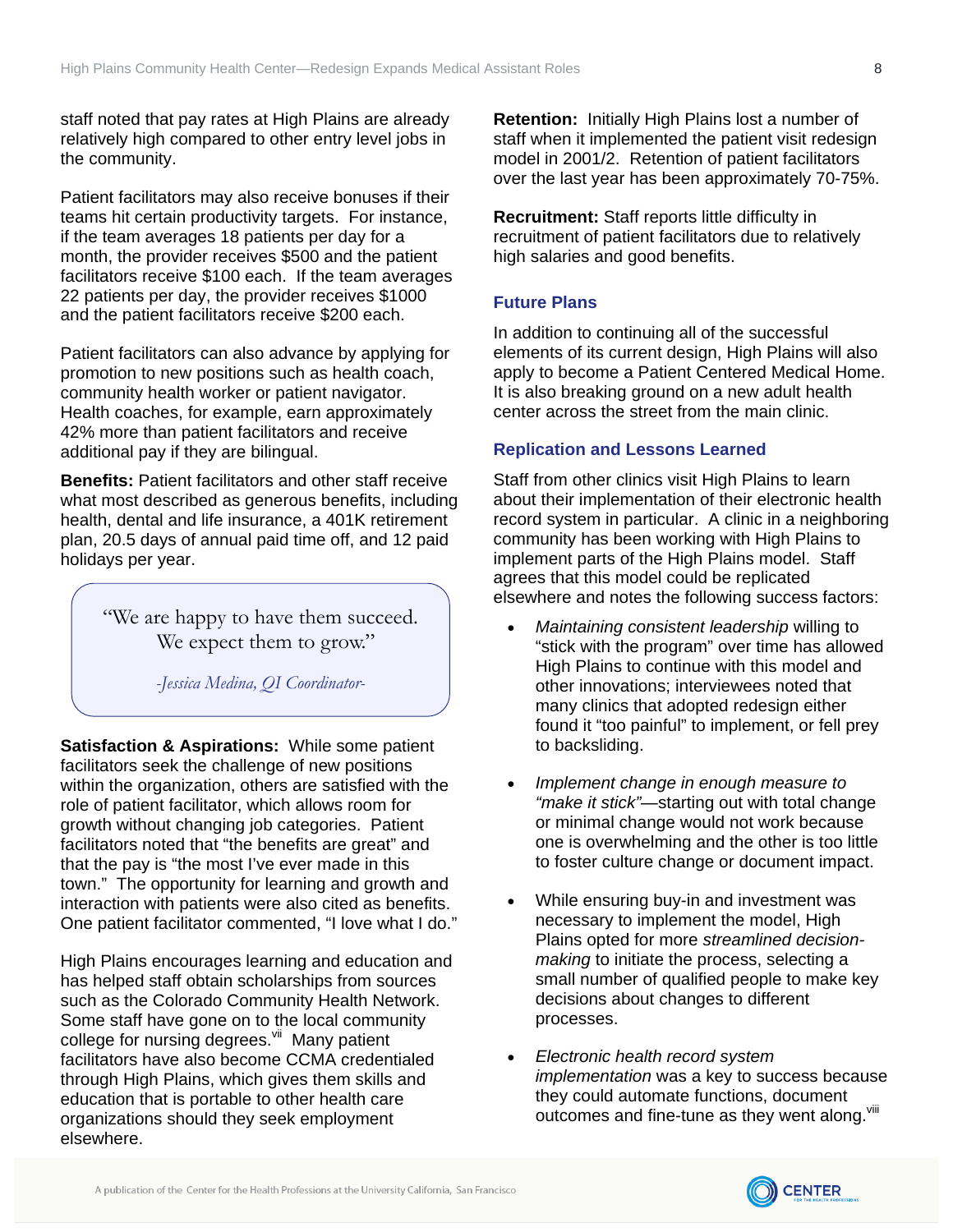staff noted that pay rates at High Plains are already relatively high compared to other entry level jobs in the community.

Patient facilitators may also receive bonuses if their teams hit certain productivity targets. For instance, if the team averages 18 patients per day for a month, the provider receives $500 and the patient facilitators receive $100 each. If the team averages 22 patients per day, the provider receives $1000 and the patient facilitators receive $200 each.

Patient facilitators can also advance by applying for promotion to new positions such as health coach, community health worker or patient navigator. Health coaches, for example, earn approximately 42% more than patient facilitators and receive additional pay if they are bilingual.

**Benefits:** Patient facilitators and other staff receive what most described as generous benefits, including health, dental and life insurance, a 401K retirement plan, 20.5 days of annual paid time off, and 12 paid holidays per year.

> "We are happy to have them succeed. We expect them to grow."
>
> *-Jessica Medina, QI Coordinator-*

**Satisfaction & Aspirations:** While some patient facilitators seek the challenge of new positions within the organization, others are satisfied with the role of patient facilitator, which allows room for growth without changing job categories. Patient facilitators noted that "the benefits are great" and that the pay is "the most I've ever made in this town." The opportunity for learning and growth and interaction with patients were also cited as benefits. One patient facilitator commented, "I love what I do."

High Plains encourages learning and education and has helped staff obtain scholarships from sources such as the Colorado Community Health Network. Some staff have gone on to the local community college for nursing degrees.[vii] Many patient facilitators have also become CCMA credentialed through High Plains, which gives them skills and education that is portable to other health care organizations should they seek employment elsewhere.

**Retention:** Initially High Plains lost a number of staff when it implemented the patient visit redesign model in 2001/2. Retention of patient facilitators over the last year has been approximately 70-75%.

**Recruitment:** Staff reports little difficulty in recruitment of patient facilitators due to relatively high salaries and good benefits.

## Future Plans

In addition to continuing all of the successful elements of its current design, High Plains will also apply to become a Patient Centered Medical Home. It is also breaking ground on a new adult health center across the street from the main clinic.

## Replication and Lessons Learned

Staff from other clinics visit High Plains to learn about their implementation of their electronic health record system in particular. A clinic in a neighboring community has been working with High Plains to implement parts of the High Plains model. Staff agrees that this model could be replicated elsewhere and notes the following success factors:

- *Maintaining consistent leadership* willing to "stick with the program" over time has allowed High Plains to continue with this model and other innovations; interviewees noted that many clinics that adopted redesign either found it "too painful" to implement, or fell prey to backsliding.
- *Implement change in enough measure to "make it stick"*—starting out with total change or minimal change would not work because one is overwhelming and the other is too little to foster culture change or document impact.
- While ensuring buy-in and investment was necessary to implement the model, High Plains opted for more *streamlined decision-making* to initiate the process, selecting a small number of qualified people to make key decisions about changes to different processes.
- *Electronic health record system implementation* was a key to success because they could automate functions, document outcomes and fine-tune as they went along.[viii]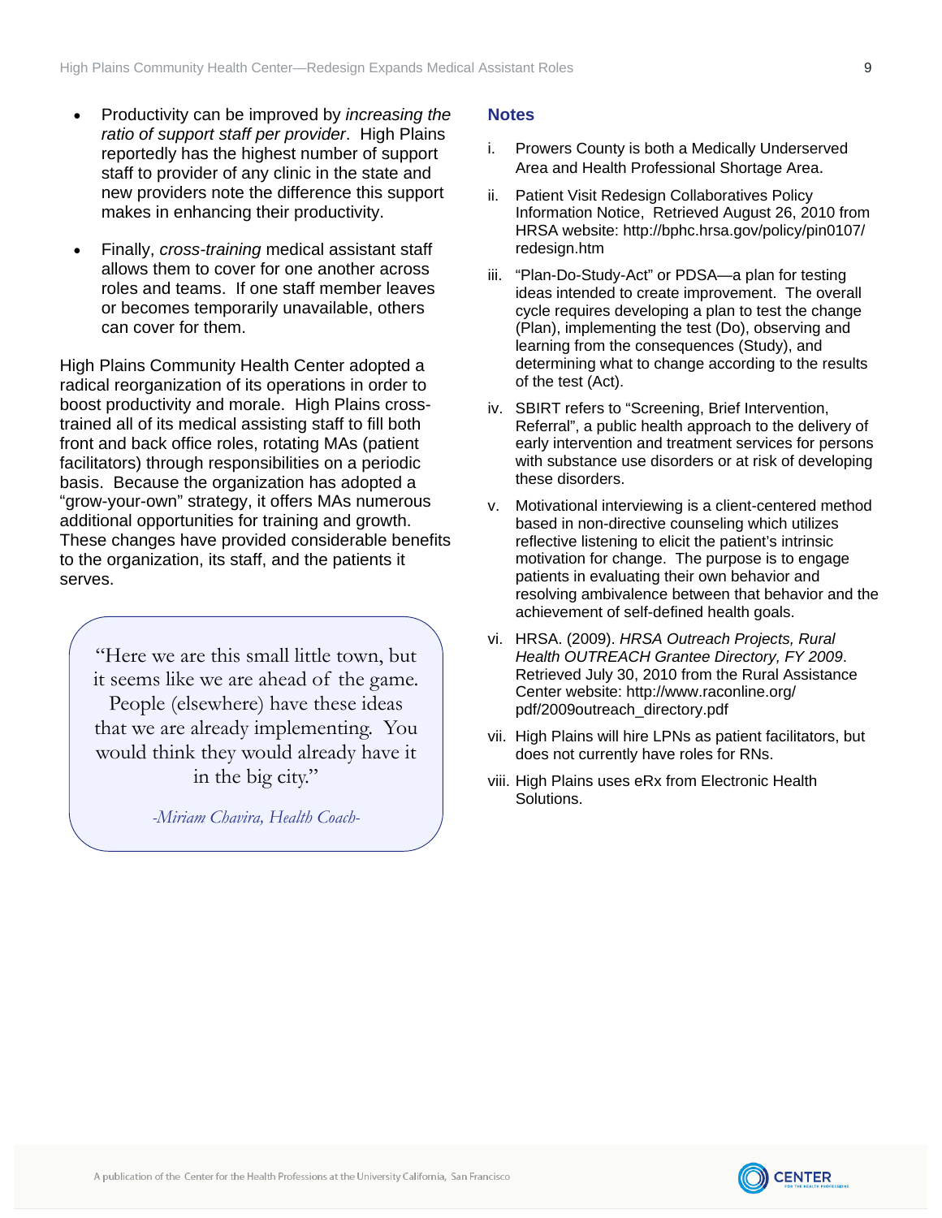- Productivity can be improved by *increasing the ratio of support staff per provider*. High Plains reportedly has the highest number of support staff to provider of any clinic in the state and new providers note the difference this support makes in enhancing their productivity.

- Finally, *cross-training* medical assistant staff allows them to cover for one another across roles and teams. If one staff member leaves or becomes temporarily unavailable, others can cover for them.

High Plains Community Health Center adopted a radical reorganization of its operations in order to boost productivity and morale. High Plains cross-trained all of its medical assisting staff to fill both front and back office roles, rotating MAs (patient facilitators) through responsibilities on a periodic basis. Because the organization has adopted a "grow-your-own" strategy, it offers MAs numerous additional opportunities for training and growth. These changes have provided considerable benefits to the organization, its staff, and the patients it serves.

> "Here we are this small little town, but it seems like we are ahead of the game. People (elsewhere) have these ideas that we are already implementing. You would think they would already have it in the big city."
>
> *-Miriam Chavira, Health Coach-*

## Notes

i. Prowers County is both a Medically Underserved Area and Health Professional Shortage Area.

ii. Patient Visit Redesign Collaboratives Policy Information Notice, Retrieved August 26, 2010 from HRSA website: http://bphc.hrsa.gov/policy/pin0107/redesign.htm

iii. "Plan-Do-Study-Act" or PDSA—a plan for testing ideas intended to create improvement. The overall cycle requires developing a plan to test the change (Plan), implementing the test (Do), observing and learning from the consequences (Study), and determining what to change according to the results of the test (Act).

iv. SBIRT refers to "Screening, Brief Intervention, Referral", a public health approach to the delivery of early intervention and treatment services for persons with substance use disorders or at risk of developing these disorders.

v. Motivational interviewing is a client-centered method based in non-directive counseling which utilizes reflective listening to elicit the patient's intrinsic motivation for change. The purpose is to engage patients in evaluating their own behavior and resolving ambivalence between that behavior and the achievement of self-defined health goals.

vi. HRSA. (2009). *HRSA Outreach Projects, Rural Health OUTREACH Grantee Directory, FY 2009*. Retrieved July 30, 2010 from the Rural Assistance Center website: http://www.raconline.org/pdf/2009outreach_directory.pdf

vii. High Plains will hire LPNs as patient facilitators, but does not currently have roles for RNs.

viii. High Plains uses eRx from Electronic Health Solutions.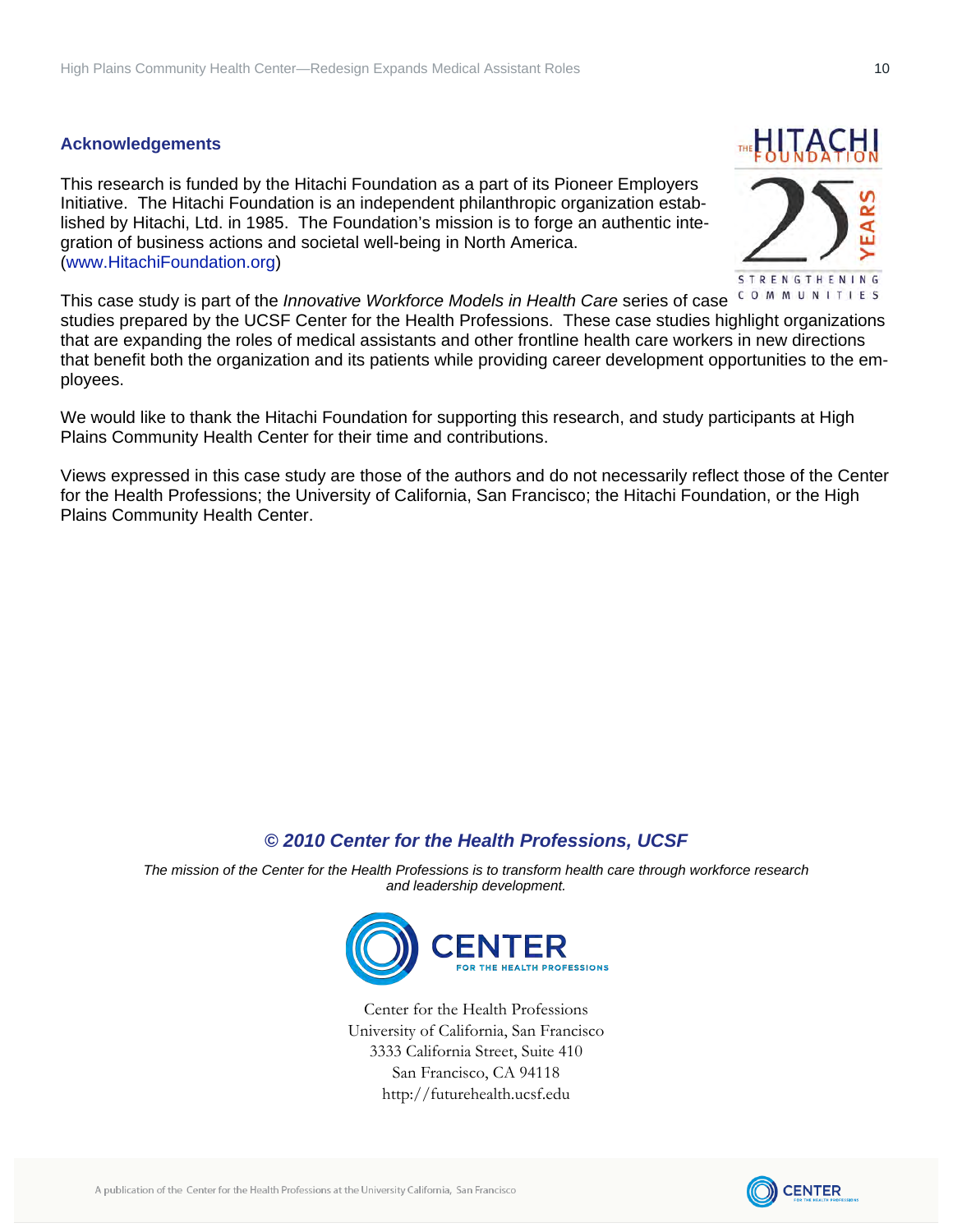## Acknowledgements

This research is funded by the Hitachi Foundation as a part of its Pioneer Employers Initiative. The Hitachi Foundation is an independent philanthropic organization established by Hitachi, Ltd. in 1985. The Foundation's mission is to forge an authentic integration of business actions and societal well-being in North America. (www.HitachiFoundation.org)

This case study is part of the *Innovative Workforce Models in Health Care* series of case studies prepared by the UCSF Center for the Health Professions. These case studies highlight organizations that are expanding the roles of medical assistants and other frontline health care workers in new directions that benefit both the organization and its patients while providing career development opportunities to the employees.

We would like to thank the Hitachi Foundation for supporting this research, and study participants at High Plains Community Health Center for their time and contributions.

Views expressed in this case study are those of the authors and do not necessarily reflect those of the Center for the Health Professions; the University of California, San Francisco; the Hitachi Foundation, or the High Plains Community Health Center.

***© 2010 Center for the Health Professions, UCSF***

*The mission of the Center for the Health Professions is to transform health care through workforce research and leadership development.*

Center for the Health Professions
University of California, San Francisco
3333 California Street, Suite 410
San Francisco, CA 94118
http://futurehealth.ucsf.edu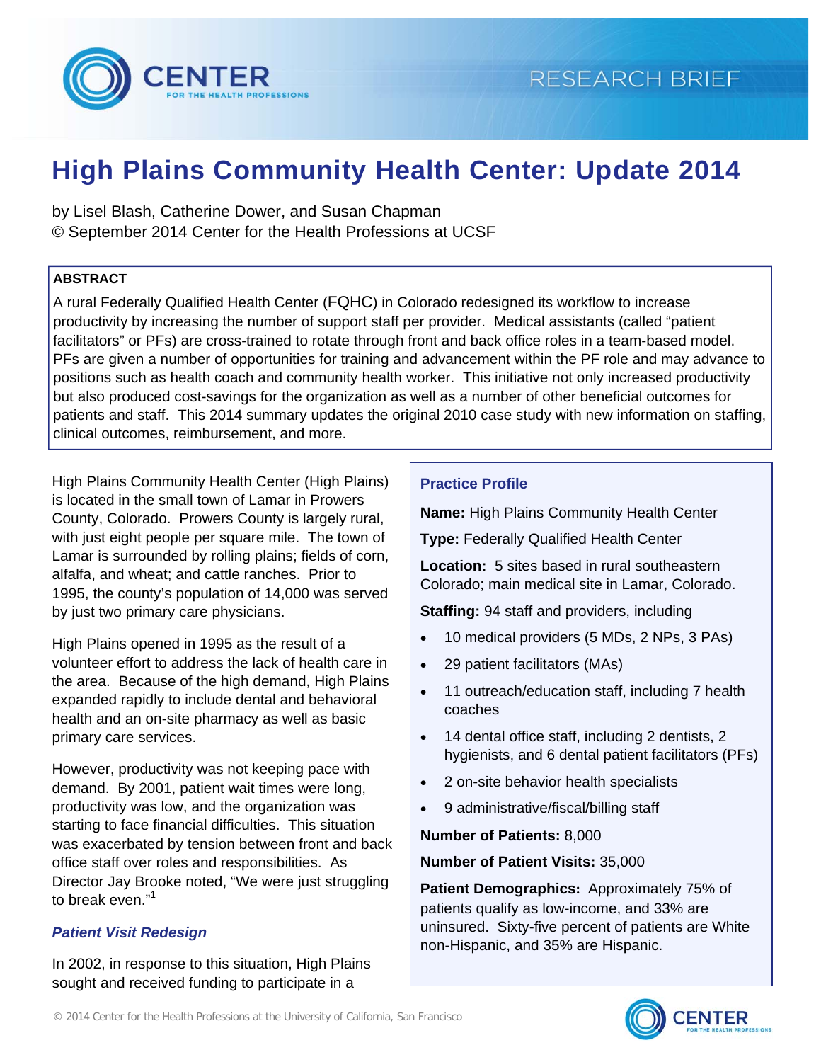# High Plains Community Health Center: Update 2014

by Lisel Blash, Catherine Dower, and Susan Chapman
© September 2014 Center for the Health Professions at UCSF

**ABSTRACT**

A rural Federally Qualified Health Center (FQHC) in Colorado redesigned its workflow to increase productivity by increasing the number of support staff per provider. Medical assistants (called "patient facilitators" or PFs) are cross-trained to rotate through front and back office roles in a team-based model. PFs are given a number of opportunities for training and advancement within the PF role and may advance to positions such as health coach and community health worker. This initiative not only increased productivity but also produced cost-savings for the organization as well as a number of other beneficial outcomes for patients and staff. This 2014 summary updates the original 2010 case study with new information on staffing, clinical outcomes, reimbursement, and more.

High Plains Community Health Center (High Plains) is located in the small town of Lamar in Prowers County, Colorado. Prowers County is largely rural, with just eight people per square mile. The town of Lamar is surrounded by rolling plains; fields of corn, alfalfa, and wheat; and cattle ranches. Prior to 1995, the county's population of 14,000 was served by just two primary care physicians.

High Plains opened in 1995 as the result of a volunteer effort to address the lack of health care in the area. Because of the high demand, High Plains expanded rapidly to include dental and behavioral health and an on-site pharmacy as well as basic primary care services.

However, productivity was not keeping pace with demand. By 2001, patient wait times were long, productivity was low, and the organization was starting to face financial difficulties. This situation was exacerbated by tension between front and back office staff over roles and responsibilities. As Director Jay Brooke noted, "We were just struggling to break even."[1]

### *Patient Visit Redesign*

In 2002, in response to this situation, High Plains sought and received funding to participate in a

**Practice Profile**

**Name:** High Plains Community Health Center

**Type:** Federally Qualified Health Center

**Location:** 5 sites based in rural southeastern Colorado; main medical site in Lamar, Colorado.

**Staffing:** 94 staff and providers, including

- 10 medical providers (5 MDs, 2 NPs, 3 PAs)
- 29 patient facilitators (MAs)
- 11 outreach/education staff, including 7 health coaches
- 14 dental office staff, including 2 dentists, 2 hygienists, and 6 dental patient facilitators (PFs)
- 2 on-site behavior health specialists
- 9 administrative/fiscal/billing staff

**Number of Patients:** 8,000

**Number of Patient Visits:** 35,000

**Patient Demographics:** Approximately 75% of patients qualify as low-income, and 33% are uninsured. Sixty-five percent of patients are White non-Hispanic, and 35% are Hispanic.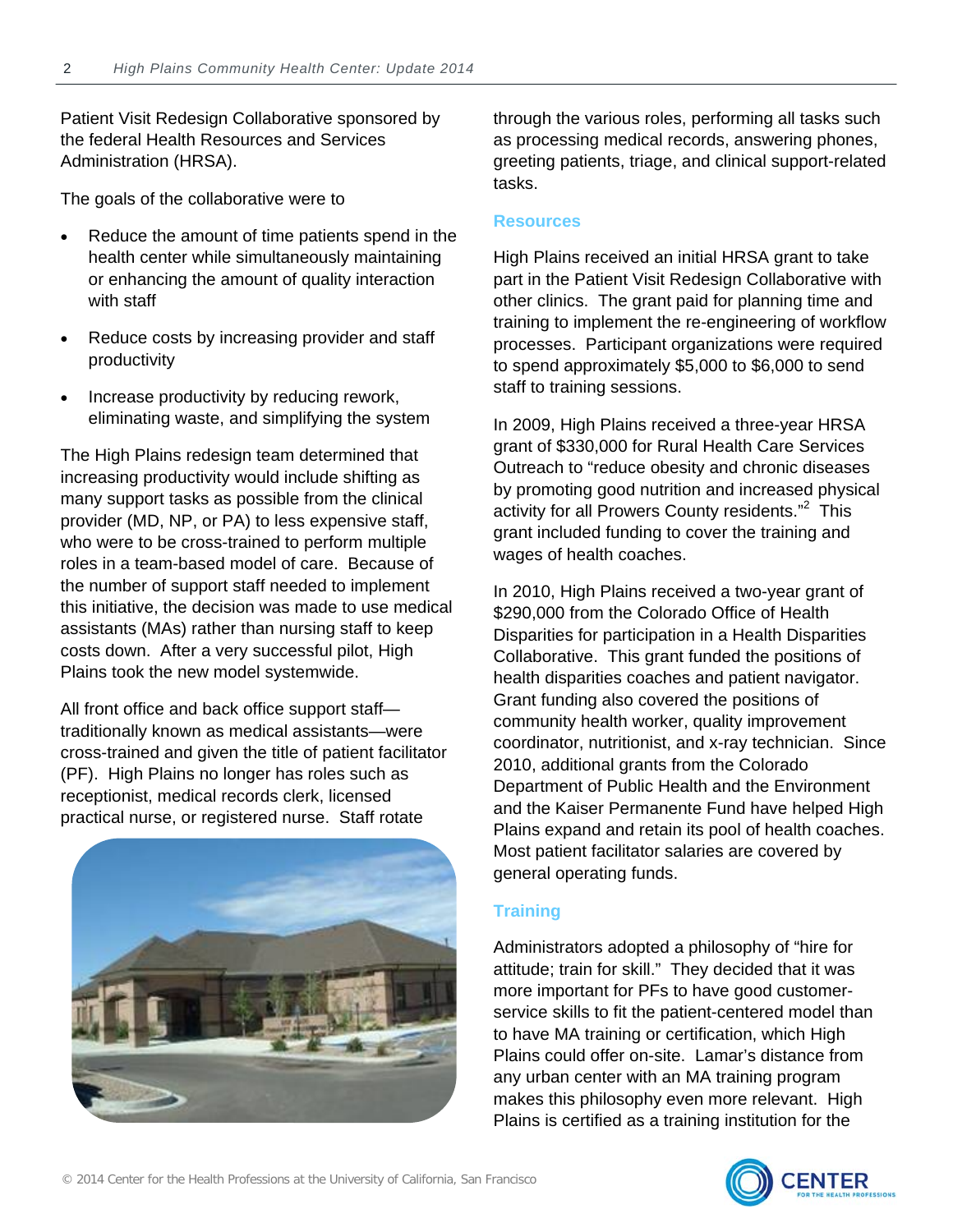Patient Visit Redesign Collaborative sponsored by the federal Health Resources and Services Administration (HRSA).

The goals of the collaborative were to

- Reduce the amount of time patients spend in the health center while simultaneously maintaining or enhancing the amount of quality interaction with staff
- Reduce costs by increasing provider and staff productivity
- Increase productivity by reducing rework, eliminating waste, and simplifying the system

The High Plains redesign team determined that increasing productivity would include shifting as many support tasks as possible from the clinical provider (MD, NP, or PA) to less expensive staff, who were to be cross-trained to perform multiple roles in a team-based model of care. Because of the number of support staff needed to implement this initiative, the decision was made to use medical assistants (MAs) rather than nursing staff to keep costs down. After a very successful pilot, High Plains took the new model systemwide.

All front office and back office support staff—traditionally known as medical assistants—were cross-trained and given the title of patient facilitator (PF). High Plains no longer has roles such as receptionist, medical records clerk, licensed practical nurse, or registered nurse. Staff rotate through the various roles, performing all tasks such as processing medical records, answering phones, greeting patients, triage, and clinical support-related tasks.

## Resources

High Plains received an initial HRSA grant to take part in the Patient Visit Redesign Collaborative with other clinics. The grant paid for planning time and training to implement the re-engineering of workflow processes. Participant organizations were required to spend approximately $5,000 to $6,000 to send staff to training sessions.

In 2009, High Plains received a three-year HRSA grant of $330,000 for Rural Health Care Services Outreach to "reduce obesity and chronic diseases by promoting good nutrition and increased physical activity for all Prowers County residents."[2] This grant included funding to cover the training and wages of health coaches.

In 2010, High Plains received a two-year grant of $290,000 from the Colorado Office of Health Disparities for participation in a Health Disparities Collaborative. This grant funded the positions of health disparities coaches and patient navigator. Grant funding also covered the positions of community health worker, quality improvement coordinator, nutritionist, and x-ray technician. Since 2010, additional grants from the Colorado Department of Public Health and the Environment and the Kaiser Permanente Fund have helped High Plains expand and retain its pool of health coaches. Most patient facilitator salaries are covered by general operating funds.

## Training

Administrators adopted a philosophy of "hire for attitude; train for skill." They decided that it was more important for PFs to have good customer-service skills to fit the patient-centered model than to have MA training or certification, which High Plains could offer on-site. Lamar's distance from any urban center with an MA training program makes this philosophy even more relevant. High Plains is certified as a training institution for the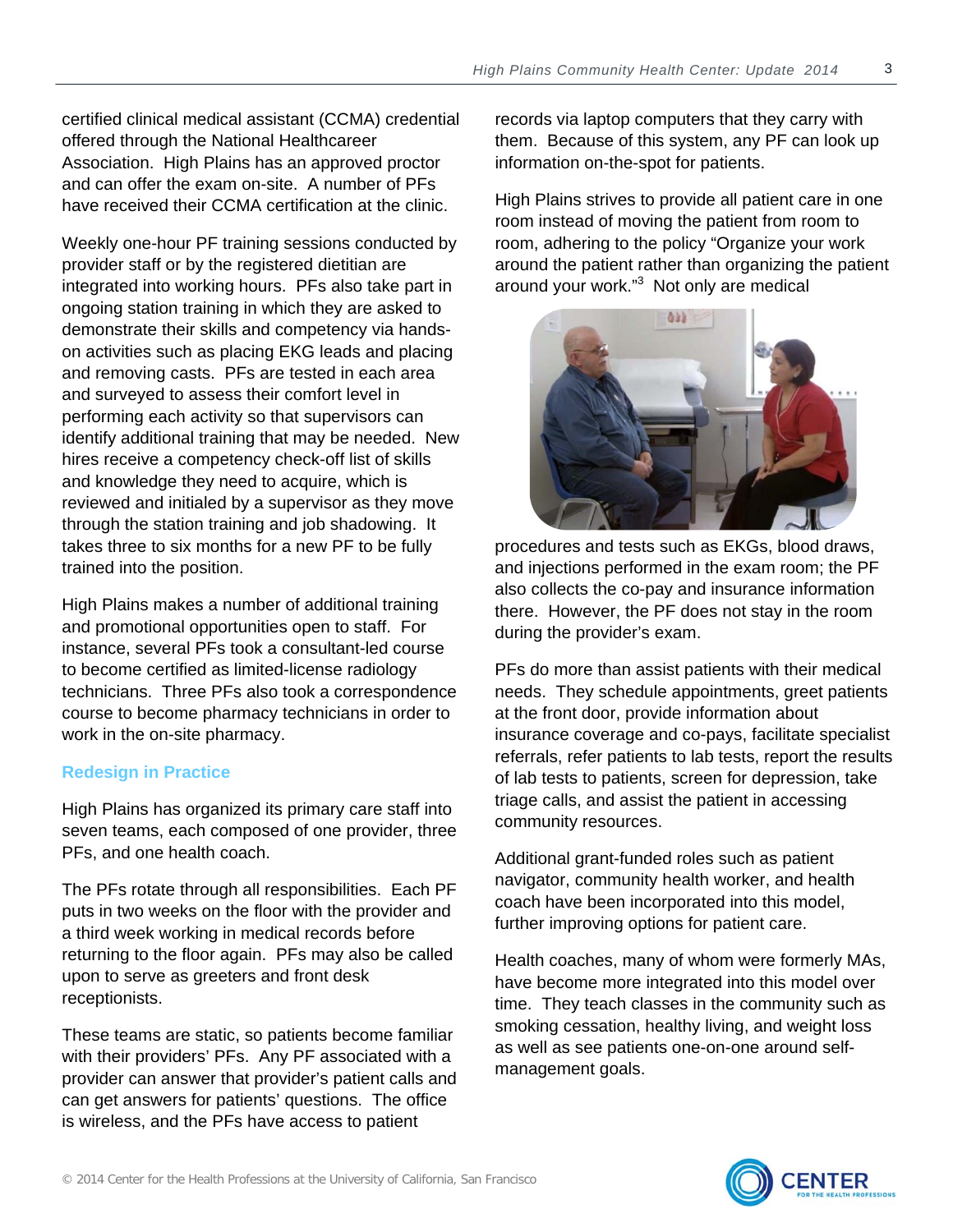certified clinical medical assistant (CCMA) credential offered through the National Healthcareer Association. High Plains has an approved proctor and can offer the exam on-site. A number of PFs have received their CCMA certification at the clinic.

Weekly one-hour PF training sessions conducted by provider staff or by the registered dietitian are integrated into working hours. PFs also take part in ongoing station training in which they are asked to demonstrate their skills and competency via hands-on activities such as placing EKG leads and placing and removing casts. PFs are tested in each area and surveyed to assess their comfort level in performing each activity so that supervisors can identify additional training that may be needed. New hires receive a competency check-off list of skills and knowledge they need to acquire, which is reviewed and initialed by a supervisor as they move through the station training and job shadowing. It takes three to six months for a new PF to be fully trained into the position.

High Plains makes a number of additional training and promotional opportunities open to staff. For instance, several PFs took a consultant-led course to become certified as limited-license radiology technicians. Three PFs also took a correspondence course to become pharmacy technicians in order to work in the on-site pharmacy.

### Redesign in Practice

High Plains has organized its primary care staff into seven teams, each composed of one provider, three PFs, and one health coach.

The PFs rotate through all responsibilities. Each PF puts in two weeks on the floor with the provider and a third week working in medical records before returning to the floor again. PFs may also be called upon to serve as greeters and front desk receptionists.

These teams are static, so patients become familiar with their providers' PFs. Any PF associated with a provider can answer that provider's patient calls and can get answers for patients' questions. The office is wireless, and the PFs have access to patient records via laptop computers that they carry with them. Because of this system, any PF can look up information on-the-spot for patients.

High Plains strives to provide all patient care in one room instead of moving the patient from room to room, adhering to the policy "Organize your work around the patient rather than organizing the patient around your work."[3] Not only are medical procedures and tests such as EKGs, blood draws, and injections performed in the exam room; the PF also collects the co-pay and insurance information there. However, the PF does not stay in the room during the provider's exam.

PFs do more than assist patients with their medical needs. They schedule appointments, greet patients at the front door, provide information about insurance coverage and co-pays, facilitate specialist referrals, refer patients to lab tests, report the results of lab tests to patients, screen for depression, take triage calls, and assist the patient in accessing community resources.

Additional grant-funded roles such as patient navigator, community health worker, and health coach have been incorporated into this model, further improving options for patient care.

Health coaches, many of whom were formerly MAs, have become more integrated into this model over time. They teach classes in the community such as smoking cessation, healthy living, and weight loss as well as see patients one-on-one around self-management goals.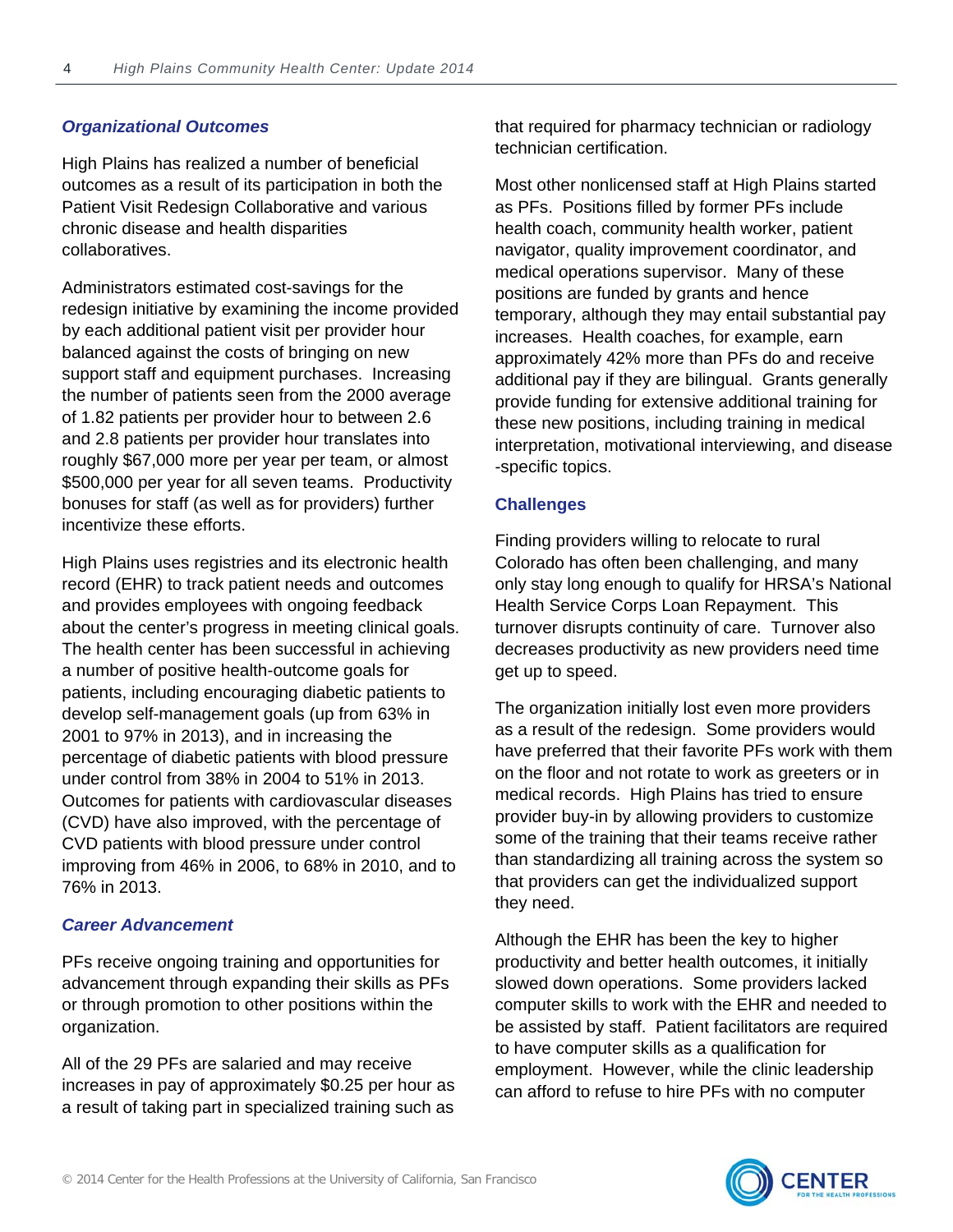### *Organizational Outcomes*

High Plains has realized a number of beneficial outcomes as a result of its participation in both the Patient Visit Redesign Collaborative and various chronic disease and health disparities collaboratives.

Administrators estimated cost-savings for the redesign initiative by examining the income provided by each additional patient visit per provider hour balanced against the costs of bringing on new support staff and equipment purchases. Increasing the number of patients seen from the 2000 average of 1.82 patients per provider hour to between 2.6 and 2.8 patients per provider hour translates into roughly $67,000 more per year per team, or almost $500,000 per year for all seven teams. Productivity bonuses for staff (as well as for providers) further incentivize these efforts.

High Plains uses registries and its electronic health record (EHR) to track patient needs and outcomes and provides employees with ongoing feedback about the center's progress in meeting clinical goals. The health center has been successful in achieving a number of positive health-outcome goals for patients, including encouraging diabetic patients to develop self-management goals (up from 63% in 2001 to 97% in 2013), and in increasing the percentage of diabetic patients with blood pressure under control from 38% in 2004 to 51% in 2013. Outcomes for patients with cardiovascular diseases (CVD) have also improved, with the percentage of CVD patients with blood pressure under control improving from 46% in 2006, to 68% in 2010, and to 76% in 2013.

### *Career Advancement*

PFs receive ongoing training and opportunities for advancement through expanding their skills as PFs or through promotion to other positions within the organization.

All of the 29 PFs are salaried and may receive increases in pay of approximately $0.25 per hour as a result of taking part in specialized training such as that required for pharmacy technician or radiology technician certification.

Most other nonlicensed staff at High Plains started as PFs. Positions filled by former PFs include health coach, community health worker, patient navigator, quality improvement coordinator, and medical operations supervisor. Many of these positions are funded by grants and hence temporary, although they may entail substantial pay increases. Health coaches, for example, earn approximately 42% more than PFs do and receive additional pay if they are bilingual. Grants generally provide funding for extensive additional training for these new positions, including training in medical interpretation, motivational interviewing, and disease-specific topics.

### Challenges

Finding providers willing to relocate to rural Colorado has often been challenging, and many only stay long enough to qualify for HRSA's National Health Service Corps Loan Repayment. This turnover disrupts continuity of care. Turnover also decreases productivity as new providers need time get up to speed.

The organization initially lost even more providers as a result of the redesign. Some providers would have preferred that their favorite PFs work with them on the floor and not rotate to work as greeters or in medical records. High Plains has tried to ensure provider buy-in by allowing providers to customize some of the training that their teams receive rather than standardizing all training across the system so that providers can get the individualized support they need.

Although the EHR has been the key to higher productivity and better health outcomes, it initially slowed down operations. Some providers lacked computer skills to work with the EHR and needed to be assisted by staff. Patient facilitators are required to have computer skills as a qualification for employment. However, while the clinic leadership can afford to refuse to hire PFs with no computer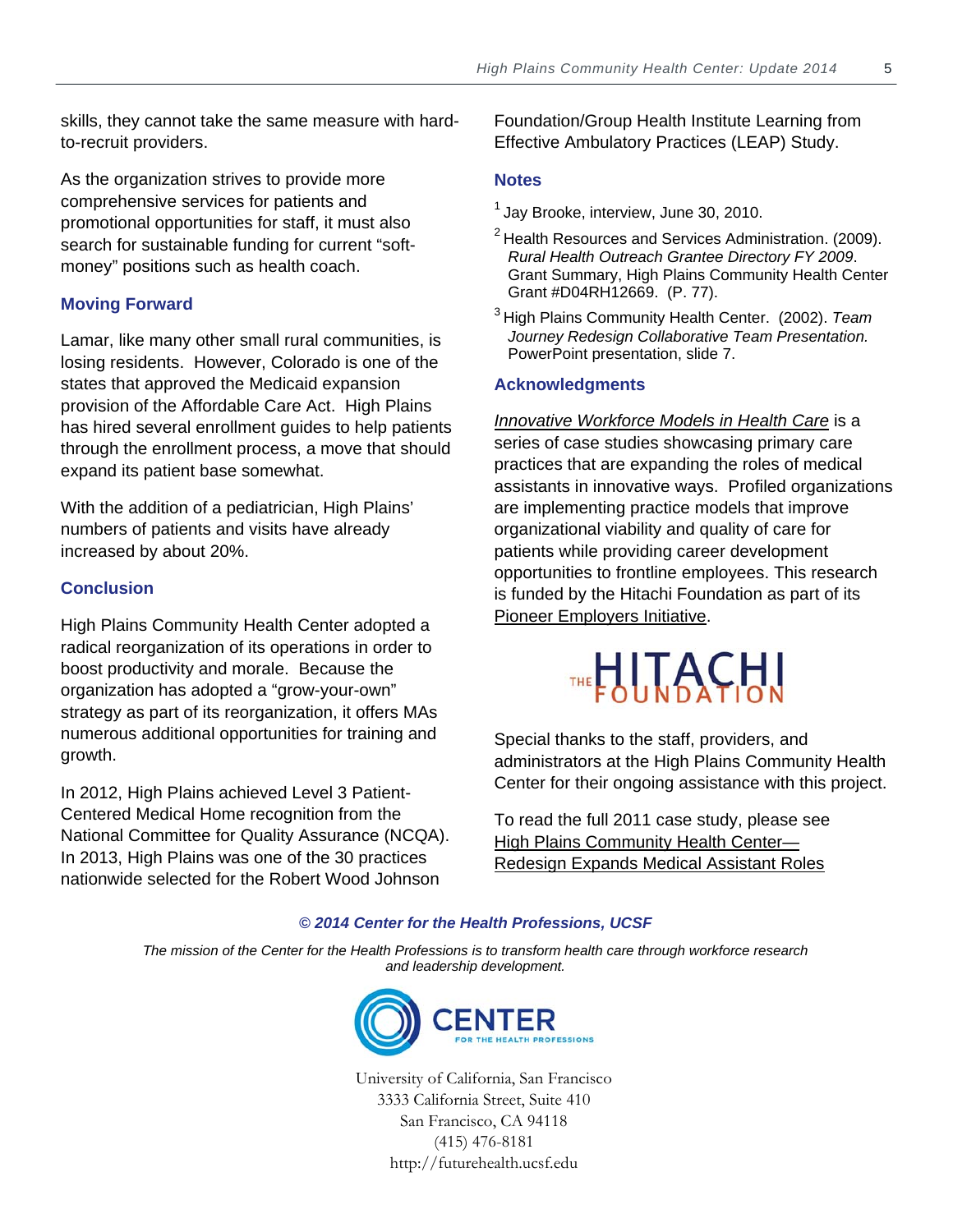skills, they cannot take the same measure with hard-to-recruit providers.

As the organization strives to provide more comprehensive services for patients and promotional opportunities for staff, it must also search for sustainable funding for current "soft-money" positions such as health coach.

### Moving Forward

Lamar, like many other small rural communities, is losing residents. However, Colorado is one of the states that approved the Medicaid expansion provision of the Affordable Care Act. High Plains has hired several enrollment guides to help patients through the enrollment process, a move that should expand its patient base somewhat.

With the addition of a pediatrician, High Plains' numbers of patients and visits have already increased by about 20%.

### Conclusion

High Plains Community Health Center adopted a radical reorganization of its operations in order to boost productivity and morale. Because the organization has adopted a "grow-your-own" strategy as part of its reorganization, it offers MAs numerous additional opportunities for training and growth.

In 2012, High Plains achieved Level 3 Patient-Centered Medical Home recognition from the National Committee for Quality Assurance (NCQA). In 2013, High Plains was one of the 30 practices nationwide selected for the Robert Wood Johnson Foundation/Group Health Institute Learning from Effective Ambulatory Practices (LEAP) Study.

### Notes

[1] Jay Brooke, interview, June 30, 2010.

[2] Health Resources and Services Administration. (2009). *Rural Health Outreach Grantee Directory FY 2009*. Grant Summary, High Plains Community Health Center Grant #D04RH12669. (P. 77).

[3] High Plains Community Health Center. (2002). *Team Journey Redesign Collaborative Team Presentation.* PowerPoint presentation, slide 7.

### Acknowledgments

*Innovative Workforce Models in Health Care* is a series of case studies showcasing primary care practices that are expanding the roles of medical assistants in innovative ways. Profiled organizations are implementing practice models that improve organizational viability and quality of care for patients while providing career development opportunities to frontline employees. This research is funded by the Hitachi Foundation as part of its Pioneer Employers Initiative.

THE HITACHI FOUNDATION

Special thanks to the staff, providers, and administrators at the High Plains Community Health Center for their ongoing assistance with this project.

To read the full 2011 case study, please see High Plains Community Health Center—Redesign Expands Medical Assistant Roles

***© 2014 Center for the Health Professions, UCSF***

*The mission of the Center for the Health Professions is to transform health care through workforce research and leadership development.*

CENTER FOR THE HEALTH PROFESSIONS

University of California, San Francisco
3333 California Street, Suite 410
San Francisco, CA 94118
(415) 476-8181
http://futurehealth.ucsf.edu